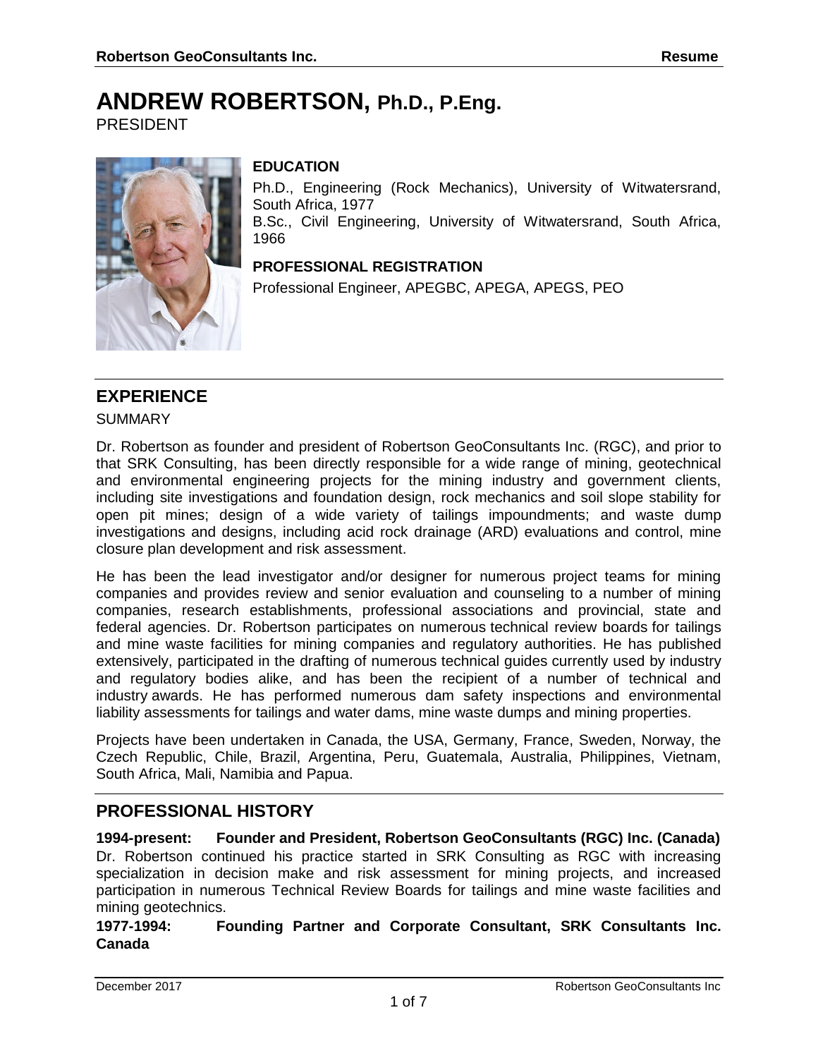# ANDREW ROBERTSON, Ph.D., P.Eng.

PRESIDENT

**EDUCATION**

Ph.D., Engineering (Rock Mechanics), University of Witwatersrand, South Africa, 1977

B.Sc., Civil Engineering, University of Witwatersrand, South Africa, 1966

**PROFESSIONAL REGISTRATION**

Professional Engineer, APEGBC, APEGA, APEGS, PEO

## EXPERIENCE

SUMMARY

Dr. Robertson as founder and president of Robertson GeoConsultants Inc. (RGC), and prior to that SRK Consulting, has been directly responsible for a wide range of mining, geotechnical and environmental engineering projects for the mining industry and government clients, including site investigations and foundation design, rock mechanics and soil slope stability for open pit mines; design of a wide variety of tailings impoundments; and waste dump investigations and designs, including acid rock drainage (ARD) evaluations and control, mine closure plan development and risk assessment.

He has been the lead investigator and/or designer for numerous project teams for mining companies and provides review and senior evaluation and counseling to a number of mining companies, research establishments, professional associations and provincial, state and federal agencies. Dr. Robertson participates on numerous technical review boards for tailings and mine waste facilities for mining companies and regulatory authorities. He has published extensively, participated in the drafting of numerous technical guides currently used by industry and regulatory bodies alike, and has been the recipient of a number of technical and industry awards. He has performed numerous dam safety inspections and environmental liability assessments for tailings and water dams, mine waste dumps and mining properties.

Projects have been undertaken in Canada, the USA, Germany, France, Sweden, Norway, the Czech Republic, Chile, Brazil, Argentina, Peru, Guatemala, Australia, Philippines, Vietnam, South Africa, Mali, Namibia and Papua.

## PROFESSIONAL HISTORY

**1994-present: Founder and President, Robertson GeoConsultants (RGC) Inc. (Canada)**

Dr. Robertson continued his practice started in SRK Consulting as RGC with increasing specialization in decision make and risk assessment for mining projects, and increased participation in numerous Technical Review Boards for tailings and mine waste facilities and mining geotechnics.

**1977-1994: Founding Partner and Corporate Consultant, SRK Consultants Inc. Canada**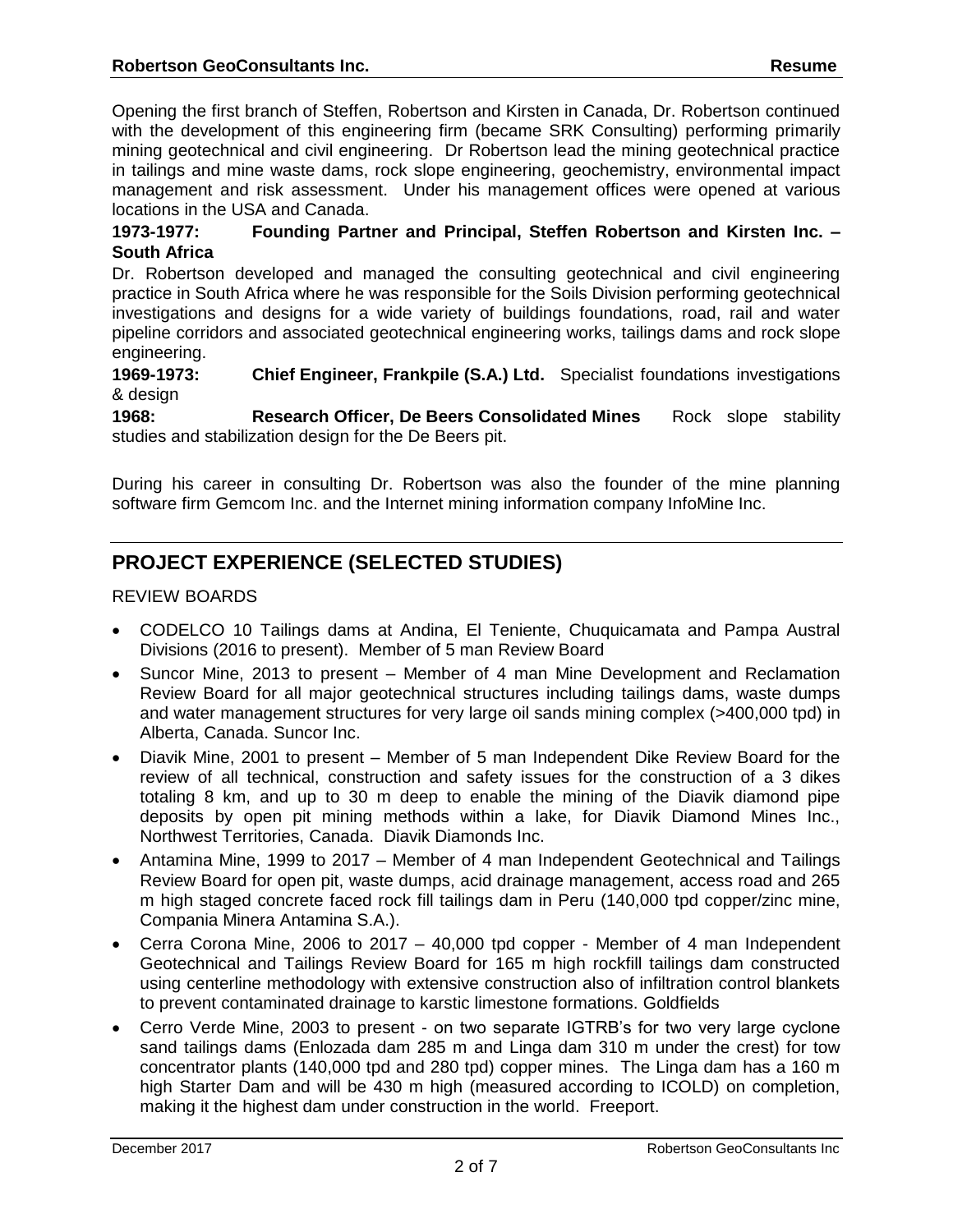Opening the first branch of Steffen, Robertson and Kirsten in Canada, Dr. Robertson continued with the development of this engineering firm (became SRK Consulting) performing primarily mining geotechnical and civil engineering. Dr Robertson lead the mining geotechnical practice in tailings and mine waste dams, rock slope engineering, geochemistry, environmental impact management and risk assessment. Under his management offices were opened at various locations in the USA and Canada.

**1973-1977: Founding Partner and Principal, Steffen Robertson and Kirsten Inc. – South Africa**

Dr. Robertson developed and managed the consulting geotechnical and civil engineering practice in South Africa where he was responsible for the Soils Division performing geotechnical investigations and designs for a wide variety of buildings foundations, road, rail and water pipeline corridors and associated geotechnical engineering works, tailings dams and rock slope engineering.

**1969-1973: Chief Engineer, Frankpile (S.A.) Ltd.** Specialist foundations investigations & design

**1968: Research Officer, De Beers Consolidated Mines** Rock slope stability studies and stabilization design for the De Beers pit.

During his career in consulting Dr. Robertson was also the founder of the mine planning software firm Gemcom Inc. and the Internet mining information company InfoMine Inc.

## PROJECT EXPERIENCE (SELECTED STUDIES)

REVIEW BOARDS

- CODELCO 10 Tailings dams at Andina, El Teniente, Chuquicamata and Pampa Austral Divisions (2016 to present). Member of 5 man Review Board
- Suncor Mine, 2013 to present – Member of 4 man Mine Development and Reclamation Review Board for all major geotechnical structures including tailings dams, waste dumps and water management structures for very large oil sands mining complex (>400,000 tpd) in Alberta, Canada. Suncor Inc.
- Diavik Mine, 2001 to present – Member of 5 man Independent Dike Review Board for the review of all technical, construction and safety issues for the construction of a 3 dikes totaling 8 km, and up to 30 m deep to enable the mining of the Diavik diamond pipe deposits by open pit mining methods within a lake, for Diavik Diamond Mines Inc., Northwest Territories, Canada. Diavik Diamonds Inc.
- Antamina Mine, 1999 to 2017 – Member of 4 man Independent Geotechnical and Tailings Review Board for open pit, waste dumps, acid drainage management, access road and 265 m high staged concrete faced rock fill tailings dam in Peru (140,000 tpd copper/zinc mine, Compania Minera Antamina S.A.).
- Cerra Corona Mine, 2006 to 2017 – 40,000 tpd copper - Member of 4 man Independent Geotechnical and Tailings Review Board for 165 m high rockfill tailings dam constructed using centerline methodology with extensive construction also of infiltration control blankets to prevent contaminated drainage to karstic limestone formations. Goldfields
- Cerro Verde Mine, 2003 to present - on two separate IGTRB's for two very large cyclone sand tailings dams (Enlozada dam 285 m and Linga dam 310 m under the crest) for tow concentrator plants (140,000 tpd and 280 tpd) copper mines. The Linga dam has a 160 m high Starter Dam and will be 430 m high (measured according to ICOLD) on completion, making it the highest dam under construction in the world. Freeport.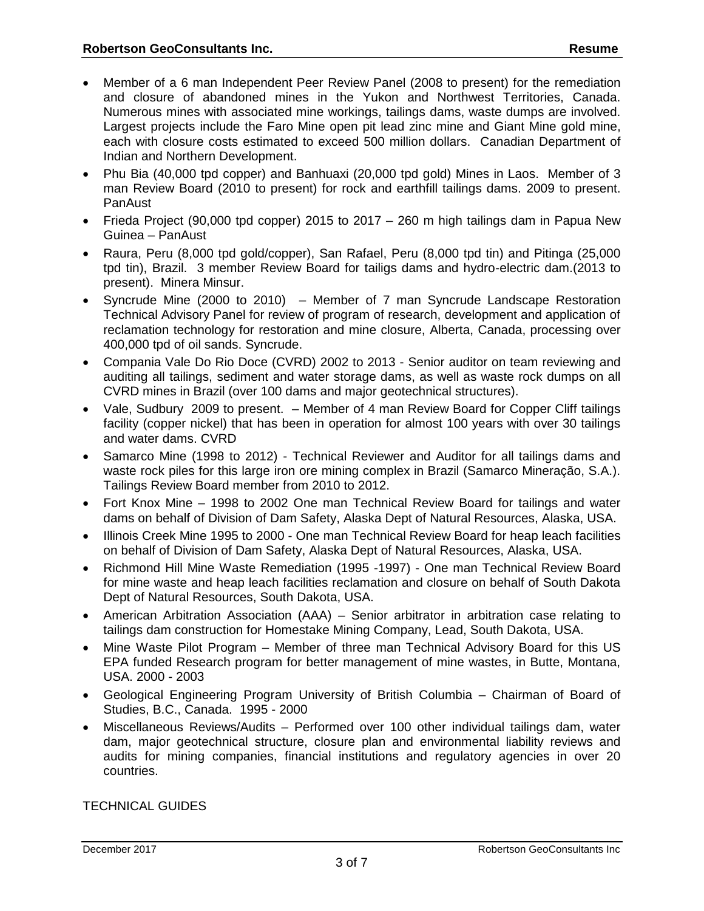- Member of a 6 man Independent Peer Review Panel (2008 to present) for the remediation and closure of abandoned mines in the Yukon and Northwest Territories, Canada. Numerous mines with associated mine workings, tailings dams, waste dumps are involved. Largest projects include the Faro Mine open pit lead zinc mine and Giant Mine gold mine, each with closure costs estimated to exceed 500 million dollars. Canadian Department of Indian and Northern Development.
- Phu Bia (40,000 tpd copper) and Banhuaxi (20,000 tpd gold) Mines in Laos. Member of 3 man Review Board (2010 to present) for rock and earthfill tailings dams. 2009 to present. PanAust
- Frieda Project (90,000 tpd copper) 2015 to 2017 – 260 m high tailings dam in Papua New Guinea – PanAust
- Raura, Peru (8,000 tpd gold/copper), San Rafael, Peru (8,000 tpd tin) and Pitinga (25,000 tpd tin), Brazil. 3 member Review Board for tailigs dams and hydro-electric dam.(2013 to present). Minera Minsur.
- Syncrude Mine (2000 to 2010) – Member of 7 man Syncrude Landscape Restoration Technical Advisory Panel for review of program of research, development and application of reclamation technology for restoration and mine closure, Alberta, Canada, processing over 400,000 tpd of oil sands. Syncrude.
- Compania Vale Do Rio Doce (CVRD) 2002 to 2013 - Senior auditor on team reviewing and auditing all tailings, sediment and water storage dams, as well as waste rock dumps on all CVRD mines in Brazil (over 100 dams and major geotechnical structures).
- Vale, Sudbury 2009 to present. – Member of 4 man Review Board for Copper Cliff tailings facility (copper nickel) that has been in operation for almost 100 years with over 30 tailings and water dams. CVRD
- Samarco Mine (1998 to 2012) - Technical Reviewer and Auditor for all tailings dams and waste rock piles for this large iron ore mining complex in Brazil (Samarco Mineração, S.A.). Tailings Review Board member from 2010 to 2012.
- Fort Knox Mine – 1998 to 2002 One man Technical Review Board for tailings and water dams on behalf of Division of Dam Safety, Alaska Dept of Natural Resources, Alaska, USA.
- Illinois Creek Mine 1995 to 2000 - One man Technical Review Board for heap leach facilities on behalf of Division of Dam Safety, Alaska Dept of Natural Resources, Alaska, USA.
- Richmond Hill Mine Waste Remediation (1995 -1997) - One man Technical Review Board for mine waste and heap leach facilities reclamation and closure on behalf of South Dakota Dept of Natural Resources, South Dakota, USA.
- American Arbitration Association (AAA) – Senior arbitrator in arbitration case relating to tailings dam construction for Homestake Mining Company, Lead, South Dakota, USA.
- Mine Waste Pilot Program – Member of three man Technical Advisory Board for this US EPA funded Research program for better management of mine wastes, in Butte, Montana, USA. 2000 - 2003
- Geological Engineering Program University of British Columbia – Chairman of Board of Studies, B.C., Canada. 1995 - 2000
- Miscellaneous Reviews/Audits – Performed over 100 other individual tailings dam, water dam, major geotechnical structure, closure plan and environmental liability reviews and audits for mining companies, financial institutions and regulatory agencies in over 20 countries.

TECHNICAL GUIDES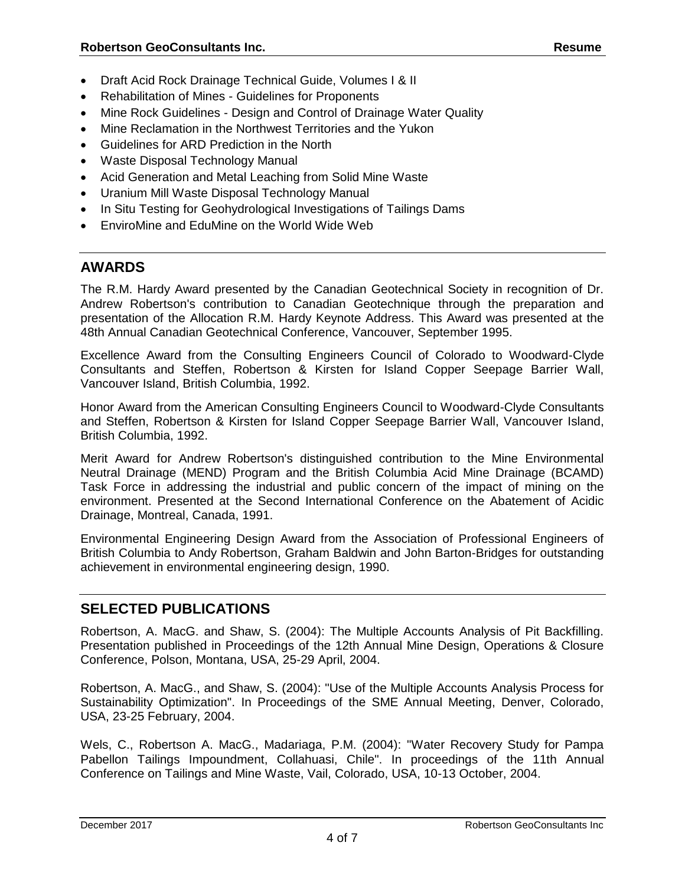- Draft Acid Rock Drainage Technical Guide, Volumes I & II
- Rehabilitation of Mines - Guidelines for Proponents
- Mine Rock Guidelines - Design and Control of Drainage Water Quality
- Mine Reclamation in the Northwest Territories and the Yukon
- Guidelines for ARD Prediction in the North
- Waste Disposal Technology Manual
- Acid Generation and Metal Leaching from Solid Mine Waste
- Uranium Mill Waste Disposal Technology Manual
- In Situ Testing for Geohydrological Investigations of Tailings Dams
- EnviroMine and EduMine on the World Wide Web

## AWARDS

The R.M. Hardy Award presented by the Canadian Geotechnical Society in recognition of Dr. Andrew Robertson's contribution to Canadian Geotechnique through the preparation and presentation of the Allocation R.M. Hardy Keynote Address. This Award was presented at the 48th Annual Canadian Geotechnical Conference, Vancouver, September 1995.

Excellence Award from the Consulting Engineers Council of Colorado to Woodward-Clyde Consultants and Steffen, Robertson & Kirsten for Island Copper Seepage Barrier Wall, Vancouver Island, British Columbia, 1992.

Honor Award from the American Consulting Engineers Council to Woodward-Clyde Consultants and Steffen, Robertson & Kirsten for Island Copper Seepage Barrier Wall, Vancouver Island, British Columbia, 1992.

Merit Award for Andrew Robertson's distinguished contribution to the Mine Environmental Neutral Drainage (MEND) Program and the British Columbia Acid Mine Drainage (BCAMD) Task Force in addressing the industrial and public concern of the impact of mining on the environment. Presented at the Second International Conference on the Abatement of Acidic Drainage, Montreal, Canada, 1991.

Environmental Engineering Design Award from the Association of Professional Engineers of British Columbia to Andy Robertson, Graham Baldwin and John Barton-Bridges for outstanding achievement in environmental engineering design, 1990.

## SELECTED PUBLICATIONS

Robertson, A. MacG. and Shaw, S. (2004): The Multiple Accounts Analysis of Pit Backfilling. Presentation published in Proceedings of the 12th Annual Mine Design, Operations & Closure Conference, Polson, Montana, USA, 25-29 April, 2004.

Robertson, A. MacG., and Shaw, S. (2004): "Use of the Multiple Accounts Analysis Process for Sustainability Optimization". In Proceedings of the SME Annual Meeting, Denver, Colorado, USA, 23-25 February, 2004.

Wels, C., Robertson A. MacG., Madariaga, P.M. (2004): "Water Recovery Study for Pampa Pabellon Tailings Impoundment, Collahuasi, Chile". In proceedings of the 11th Annual Conference on Tailings and Mine Waste, Vail, Colorado, USA, 10-13 October, 2004.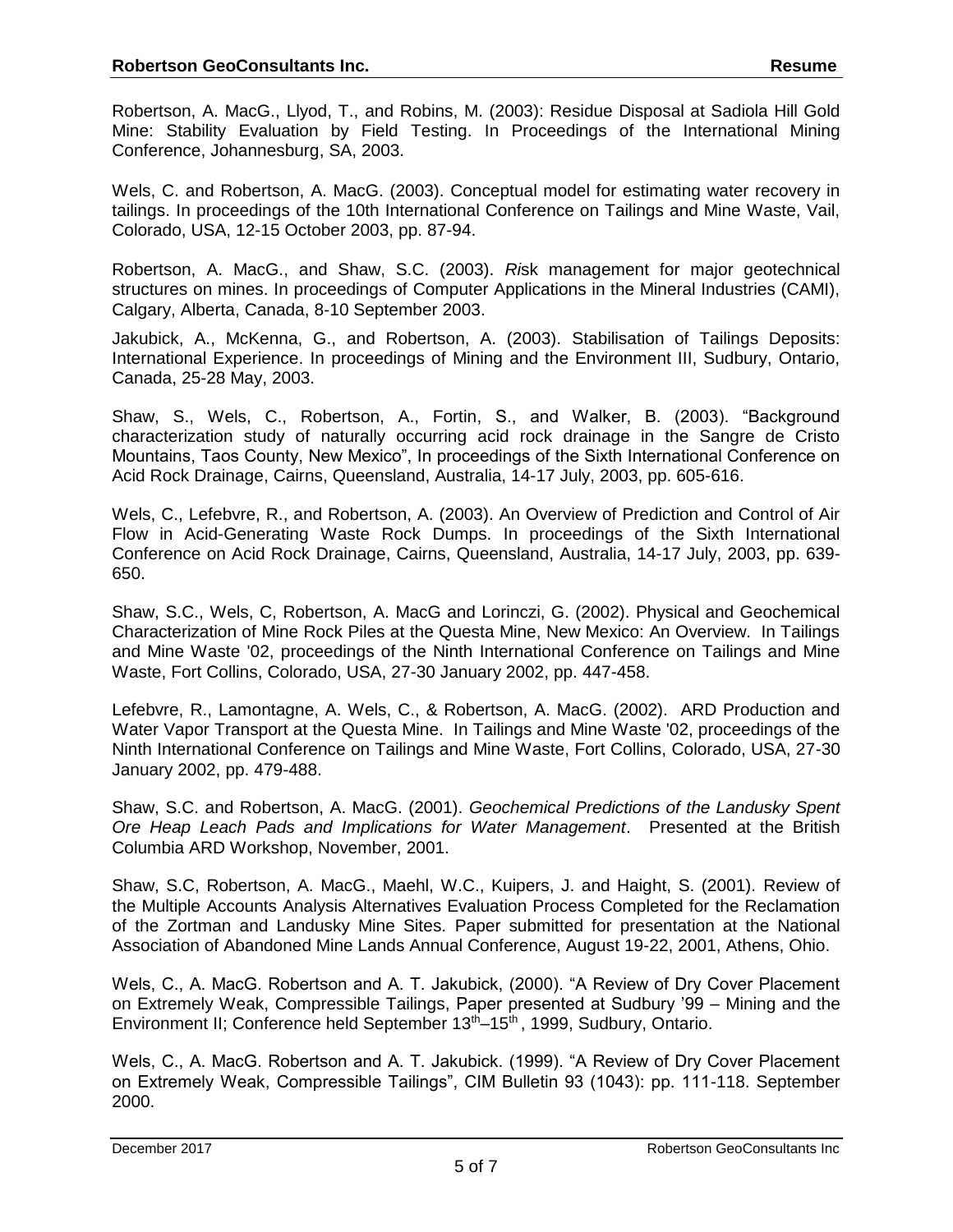Robertson, A. MacG., Llyod, T., and Robins, M. (2003): Residue Disposal at Sadiola Hill Gold Mine: Stability Evaluation by Field Testing. In Proceedings of the International Mining Conference, Johannesburg, SA, 2003.

Wels, C. and Robertson, A. MacG. (2003). Conceptual model for estimating water recovery in tailings. In proceedings of the 10th International Conference on Tailings and Mine Waste, Vail, Colorado, USA, 12-15 October 2003, pp. 87-94.

Robertson, A. MacG., and Shaw, S.C. (2003). *Ri*sk management for major geotechnical structures on mines. In proceedings of Computer Applications in the Mineral Industries (CAMI), Calgary, Alberta, Canada, 8-10 September 2003.

Jakubick, A., McKenna, G., and Robertson, A. (2003). Stabilisation of Tailings Deposits: International Experience. In proceedings of Mining and the Environment III, Sudbury, Ontario, Canada, 25-28 May, 2003.

Shaw, S., Wels, C., Robertson, A., Fortin, S., and Walker, B. (2003). "Background characterization study of naturally occurring acid rock drainage in the Sangre de Cristo Mountains, Taos County, New Mexico", In proceedings of the Sixth International Conference on Acid Rock Drainage, Cairns, Queensland, Australia, 14-17 July, 2003, pp. 605-616.

Wels, C., Lefebvre, R., and Robertson, A. (2003). An Overview of Prediction and Control of Air Flow in Acid-Generating Waste Rock Dumps. In proceedings of the Sixth International Conference on Acid Rock Drainage, Cairns, Queensland, Australia, 14-17 July, 2003, pp. 639-650.

Shaw, S.C., Wels, C, Robertson, A. MacG and Lorinczi, G. (2002). Physical and Geochemical Characterization of Mine Rock Piles at the Questa Mine, New Mexico: An Overview. In Tailings and Mine Waste '02, proceedings of the Ninth International Conference on Tailings and Mine Waste, Fort Collins, Colorado, USA, 27-30 January 2002, pp. 447-458.

Lefebvre, R., Lamontagne, A. Wels, C., & Robertson, A. MacG. (2002). ARD Production and Water Vapor Transport at the Questa Mine. In Tailings and Mine Waste '02, proceedings of the Ninth International Conference on Tailings and Mine Waste, Fort Collins, Colorado, USA, 27-30 January 2002, pp. 479-488.

Shaw, S.C. and Robertson, A. MacG. (2001). *Geochemical Predictions of the Landusky Spent Ore Heap Leach Pads and Implications for Water Management*. Presented at the British Columbia ARD Workshop, November, 2001.

Shaw, S.C, Robertson, A. MacG., Maehl, W.C., Kuipers, J. and Haight, S. (2001). Review of the Multiple Accounts Analysis Alternatives Evaluation Process Completed for the Reclamation of the Zortman and Landusky Mine Sites. Paper submitted for presentation at the National Association of Abandoned Mine Lands Annual Conference, August 19-22, 2001, Athens, Ohio.

Wels, C., A. MacG. Robertson and A. T. Jakubick, (2000). "A Review of Dry Cover Placement on Extremely Weak, Compressible Tailings, Paper presented at Sudbury '99 – Mining and the Environment II; Conference held September 13th–15th, 1999, Sudbury, Ontario.

Wels, C., A. MacG. Robertson and A. T. Jakubick. (1999). "A Review of Dry Cover Placement on Extremely Weak, Compressible Tailings", CIM Bulletin 93 (1043): pp. 111-118. September 2000.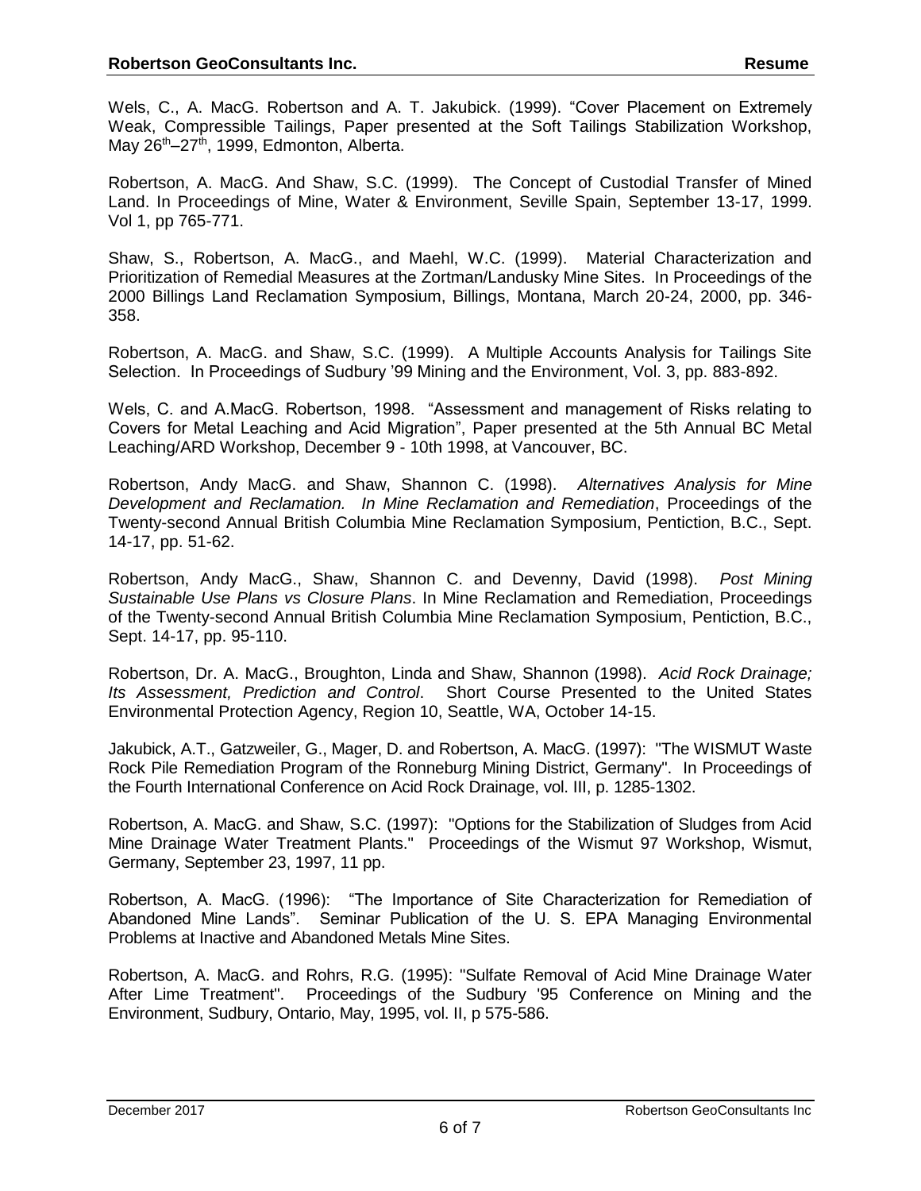Wels, C., A. MacG. Robertson and A. T. Jakubick. (1999). "Cover Placement on Extremely Weak, Compressible Tailings, Paper presented at the Soft Tailings Stabilization Workshop, May 26th–27th, 1999, Edmonton, Alberta.

Robertson, A. MacG. And Shaw, S.C. (1999). The Concept of Custodial Transfer of Mined Land. In Proceedings of Mine, Water & Environment, Seville Spain, September 13-17, 1999. Vol 1, pp 765-771.

Shaw, S., Robertson, A. MacG., and Maehl, W.C. (1999). Material Characterization and Prioritization of Remedial Measures at the Zortman/Landusky Mine Sites. In Proceedings of the 2000 Billings Land Reclamation Symposium, Billings, Montana, March 20-24, 2000, pp. 346-358.

Robertson, A. MacG. and Shaw, S.C. (1999). A Multiple Accounts Analysis for Tailings Site Selection. In Proceedings of Sudbury '99 Mining and the Environment, Vol. 3, pp. 883-892.

Wels, C. and A.MacG. Robertson, 1998. "Assessment and management of Risks relating to Covers for Metal Leaching and Acid Migration", Paper presented at the 5th Annual BC Metal Leaching/ARD Workshop, December 9 - 10th 1998, at Vancouver, BC.

Robertson, Andy MacG. and Shaw, Shannon C. (1998). *Alternatives Analysis for Mine Development and Reclamation. In Mine Reclamation and Remediation*, Proceedings of the Twenty-second Annual British Columbia Mine Reclamation Symposium, Pentiction, B.C., Sept. 14-17, pp. 51-62.

Robertson, Andy MacG., Shaw, Shannon C. and Devenny, David (1998). *Post Mining Sustainable Use Plans vs Closure Plans*. In Mine Reclamation and Remediation, Proceedings of the Twenty-second Annual British Columbia Mine Reclamation Symposium, Pentiction, B.C., Sept. 14-17, pp. 95-110.

Robertson, Dr. A. MacG., Broughton, Linda and Shaw, Shannon (1998). *Acid Rock Drainage; Its Assessment, Prediction and Control*. Short Course Presented to the United States Environmental Protection Agency, Region 10, Seattle, WA, October 14-15.

Jakubick, A.T., Gatzweiler, G., Mager, D. and Robertson, A. MacG. (1997): "The WISMUT Waste Rock Pile Remediation Program of the Ronneburg Mining District, Germany". In Proceedings of the Fourth International Conference on Acid Rock Drainage, vol. III, p. 1285-1302.

Robertson, A. MacG. and Shaw, S.C. (1997): "Options for the Stabilization of Sludges from Acid Mine Drainage Water Treatment Plants." Proceedings of the Wismut 97 Workshop, Wismut, Germany, September 23, 1997, 11 pp.

Robertson, A. MacG. (1996): "The Importance of Site Characterization for Remediation of Abandoned Mine Lands". Seminar Publication of the U. S. EPA Managing Environmental Problems at Inactive and Abandoned Metals Mine Sites.

Robertson, A. MacG. and Rohrs, R.G. (1995): "Sulfate Removal of Acid Mine Drainage Water After Lime Treatment". Proceedings of the Sudbury '95 Conference on Mining and the Environment, Sudbury, Ontario, May, 1995, vol. II, p 575-586.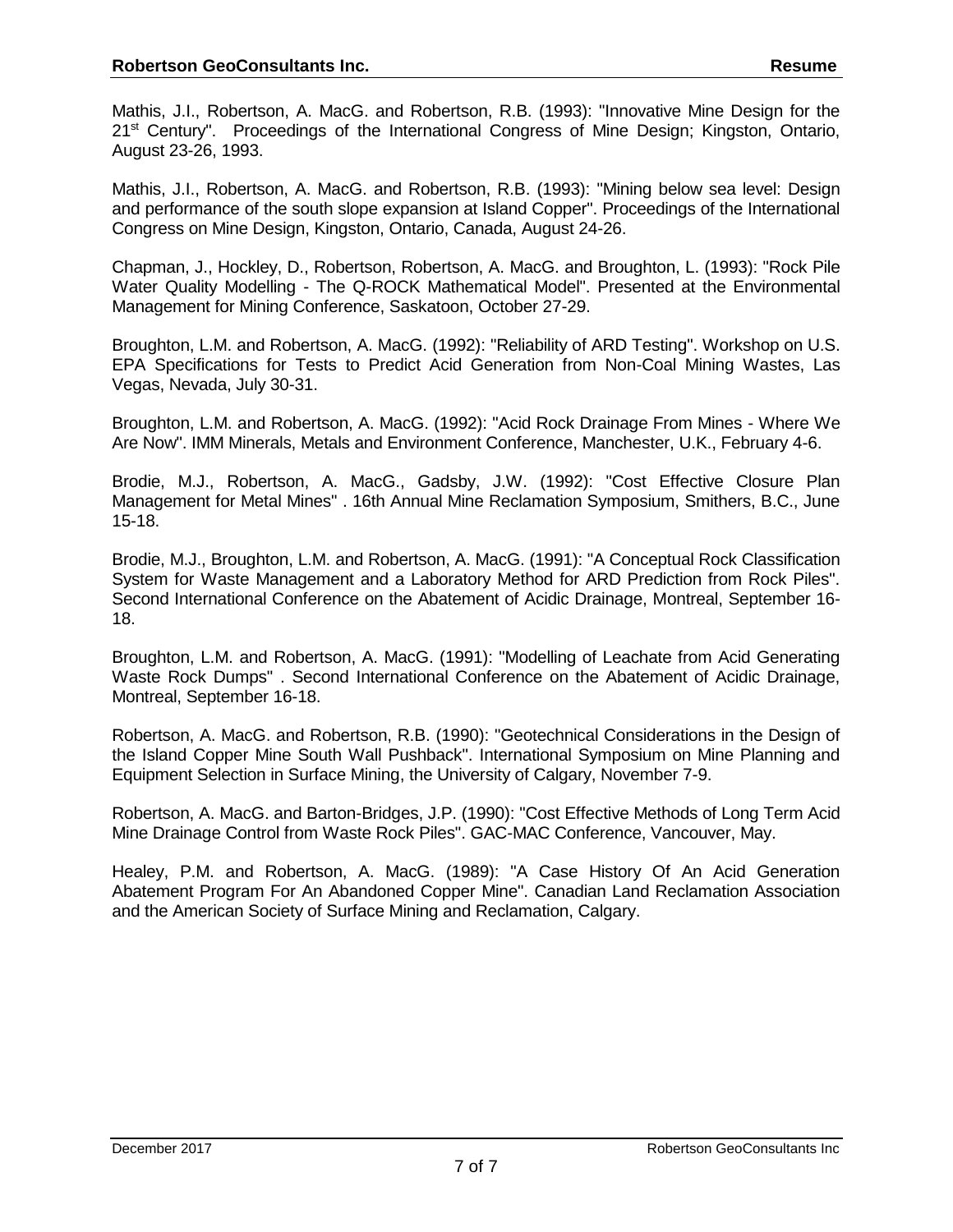Mathis, J.I., Robertson, A. MacG. and Robertson, R.B. (1993): "Innovative Mine Design for the 21st Century". Proceedings of the International Congress of Mine Design; Kingston, Ontario, August 23-26, 1993.

Mathis, J.I., Robertson, A. MacG. and Robertson, R.B. (1993): "Mining below sea level: Design and performance of the south slope expansion at Island Copper". Proceedings of the International Congress on Mine Design, Kingston, Ontario, Canada, August 24-26.

Chapman, J., Hockley, D., Robertson, Robertson, A. MacG. and Broughton, L. (1993): "Rock Pile Water Quality Modelling - The Q-ROCK Mathematical Model". Presented at the Environmental Management for Mining Conference, Saskatoon, October 27-29.

Broughton, L.M. and Robertson, A. MacG. (1992): "Reliability of ARD Testing". Workshop on U.S. EPA Specifications for Tests to Predict Acid Generation from Non-Coal Mining Wastes, Las Vegas, Nevada, July 30-31.

Broughton, L.M. and Robertson, A. MacG. (1992): "Acid Rock Drainage From Mines - Where We Are Now". IMM Minerals, Metals and Environment Conference, Manchester, U.K., February 4-6.

Brodie, M.J., Robertson, A. MacG., Gadsby, J.W. (1992): "Cost Effective Closure Plan Management for Metal Mines" . 16th Annual Mine Reclamation Symposium, Smithers, B.C., June 15-18.

Brodie, M.J., Broughton, L.M. and Robertson, A. MacG. (1991): "A Conceptual Rock Classification System for Waste Management and a Laboratory Method for ARD Prediction from Rock Piles". Second International Conference on the Abatement of Acidic Drainage, Montreal, September 16-18.

Broughton, L.M. and Robertson, A. MacG. (1991): "Modelling of Leachate from Acid Generating Waste Rock Dumps" . Second International Conference on the Abatement of Acidic Drainage, Montreal, September 16-18.

Robertson, A. MacG. and Robertson, R.B. (1990): "Geotechnical Considerations in the Design of the Island Copper Mine South Wall Pushback". International Symposium on Mine Planning and Equipment Selection in Surface Mining, the University of Calgary, November 7-9.

Robertson, A. MacG. and Barton-Bridges, J.P. (1990): "Cost Effective Methods of Long Term Acid Mine Drainage Control from Waste Rock Piles". GAC-MAC Conference, Vancouver, May.

Healey, P.M. and Robertson, A. MacG. (1989): "A Case History Of An Acid Generation Abatement Program For An Abandoned Copper Mine". Canadian Land Reclamation Association and the American Society of Surface Mining and Reclamation, Calgary.